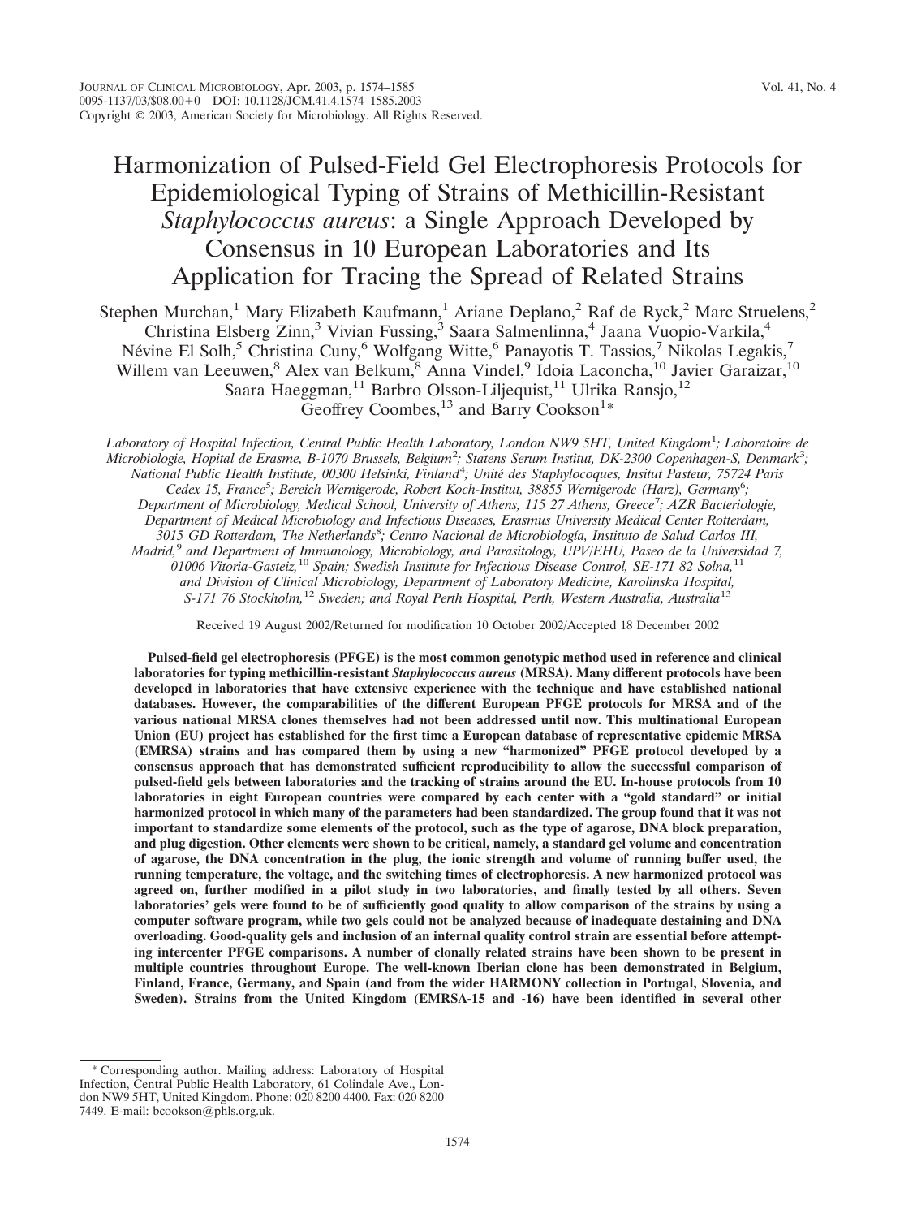# Harmonization of Pulsed-Field Gel Electrophoresis Protocols for Epidemiological Typing of Strains of Methicillin-Resistant *Staphylococcus aureus*: a Single Approach Developed by Consensus in 10 European Laboratories and Its Application for Tracing the Spread of Related Strains

Stephen Murchan,[1] Mary Elizabeth Kaufmann,[1] Ariane Deplano,[2] Raf de Ryck,[2] Marc Struelens,[2] Christina Elsberg Zinn,[3] Vivian Fussing,[3] Saara Salmenlinna,[4] Jaana Vuopio-Varkila,[4] Névine El Solh,[5] Christina Cuny,[6] Wolfgang Witte,[6] Panayotis T. Tassios,[7] Nikolas Legakis,[7] Willem van Leeuwen,[8] Alex van Belkum,[8] Anna Vindel,[9] Idoia Laconcha,[10] Javier Garaizar,[10] Saara Haeggman,[11] Barbro Olsson-Liljequist,[11] Ulrika Ransjo,[12] Geoffrey Coombes,[13] and Barry Cookson[1]*

*Laboratory of Hospital Infection, Central Public Health Laboratory, London NW9 5HT, United Kingdom[1]; Laboratoire de Microbiologie, Hopital de Erasme, B-1070 Brussels, Belgium[2]; Statens Serum Institut, DK-2300 Copenhagen-S, Denmark[3]; National Public Health Institute, 00300 Helsinki, Finland[4]; Unité des Staphylocoques, Insitut Pasteur, 75724 Paris Cedex 15, France[5]; Bereich Wernigerode, Robert Koch-Institut, 38855 Wernigerode (Harz), Germany[6]; Department of Microbiology, Medical School, University of Athens, 115 27 Athens, Greece[7]; AZR Bacteriologie, Department of Medical Microbiology and Infectious Diseases, Erasmus University Medical Center Rotterdam, 3015 GD Rotterdam, The Netherlands[8]; Centro Nacional de Microbiología, Instituto de Salud Carlos III, Madrid,[9] and Department of Immunology, Microbiology, and Parasitology, UPV/EHU, Paseo de la Universidad 7, 01006 Vitoria-Gasteiz,[10] Spain; Swedish Institute for Infectious Disease Control, SE-171 82 Solna,[11] and Division of Clinical Microbiology, Department of Laboratory Medicine, Karolinska Hospital, S-171 76 Stockholm,[12] Sweden; and Royal Perth Hospital, Perth, Western Australia, Australia[13]*

Received 19 August 2002/Returned for modification 10 October 2002/Accepted 18 December 2002

**Pulsed-field gel electrophoresis (PFGE) is the most common genotypic method used in reference and clinical laboratories for typing methicillin-resistant *Staphylococcus aureus* (MRSA). Many different protocols have been developed in laboratories that have extensive experience with the technique and have established national databases. However, the comparabilities of the different European PFGE protocols for MRSA and of the various national MRSA clones themselves had not been addressed until now. This multinational European Union (EU) project has established for the first time a European database of representative epidemic MRSA (EMRSA) strains and has compared them by using a new "harmonized" PFGE protocol developed by a consensus approach that has demonstrated sufficient reproducibility to allow the successful comparison of pulsed-field gels between laboratories and the tracking of strains around the EU. In-house protocols from 10 laboratories in eight European countries were compared by each center with a "gold standard" or initial harmonized protocol in which many of the parameters had been standardized. The group found that it was not important to standardize some elements of the protocol, such as the type of agarose, DNA block preparation, and plug digestion. Other elements were shown to be critical, namely, a standard gel volume and concentration of agarose, the DNA concentration in the plug, the ionic strength and volume of running buffer used, the running temperature, the voltage, and the switching times of electrophoresis. A new harmonized protocol was agreed on, further modified in a pilot study in two laboratories, and finally tested by all others. Seven laboratories' gels were found to be of sufficiently good quality to allow comparison of the strains by using a computer software program, while two gels could not be analyzed because of inadequate destaining and DNA overloading. Good-quality gels and inclusion of an internal quality control strain are essential before attempting intercenter PFGE comparisons. A number of clonally related strains have been shown to be present in multiple countries throughout Europe. The well-known Iberian clone has been demonstrated in Belgium, Finland, France, Germany, and Spain (and from the wider HARMONY collection in Portugal, Slovenia, and Sweden). Strains from the United Kingdom (EMRSA-15 and -16) have been identified in several other**

---

* Corresponding author. Mailing address: Laboratory of Hospital Infection, Central Public Health Laboratory, 61 Colindale Ave., London NW9 5HT, United Kingdom. Phone: 020 8200 4400. Fax: 020 8200 7449. E-mail: bcookson@phls.org.uk.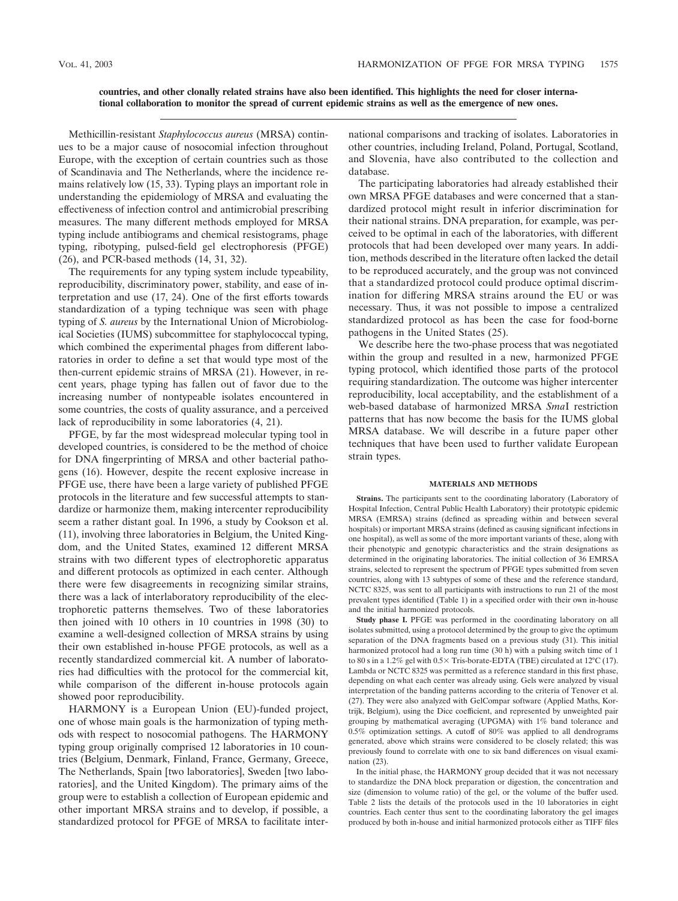**countries, and other clonally related strains have also been identified. This highlights the need for closer international collaboration to monitor the spread of current epidemic strains as well as the emergence of new ones.**

Methicillin-resistant *Staphylococcus aureus* (MRSA) continues to be a major cause of nosocomial infection throughout Europe, with the exception of certain countries such as those of Scandinavia and The Netherlands, where the incidence remains relatively low (15, 33). Typing plays an important role in understanding the epidemiology of MRSA and evaluating the effectiveness of infection control and antimicrobial prescribing measures. The many different methods employed for MRSA typing include antibiograms and chemical resistograms, phage typing, ribotyping, pulsed-field gel electrophoresis (PFGE) (26), and PCR-based methods (14, 31, 32).

The requirements for any typing system include typeability, reproducibility, discriminatory power, stability, and ease of interpretation and use (17, 24). One of the first efforts towards standardization of a typing technique was seen with phage typing of *S. aureus* by the International Union of Microbiological Societies (IUMS) subcommittee for staphylococcal typing, which combined the experimental phages from different laboratories in order to define a set that would type most of the then-current epidemic strains of MRSA (21). However, in recent years, phage typing has fallen out of favor due to the increasing number of nontypeable isolates encountered in some countries, the costs of quality assurance, and a perceived lack of reproducibility in some laboratories (4, 21).

PFGE, by far the most widespread molecular typing tool in developed countries, is considered to be the method of choice for DNA fingerprinting of MRSA and other bacterial pathogens (16). However, despite the recent explosive increase in PFGE use, there have been a large variety of published PFGE protocols in the literature and few successful attempts to standardize or harmonize them, making intercenter reproducibility seem a rather distant goal. In 1996, a study by Cookson et al. (11), involving three laboratories in Belgium, the United Kingdom, and the United States, examined 12 different MRSA strains with two different types of electrophoretic apparatus and different protocols as optimized in each center. Although there were few disagreements in recognizing similar strains, there was a lack of interlaboratory reproducibility of the electrophoretic patterns themselves. Two of these laboratories then joined with 10 others in 10 countries in 1998 (30) to examine a well-designed collection of MRSA strains by using their own established in-house PFGE protocols, as well as a recently standardized commercial kit. A number of laboratories had difficulties with the protocol for the commercial kit, while comparison of the different in-house protocols again showed poor reproducibility.

HARMONY is a European Union (EU)-funded project, one of whose main goals is the harmonization of typing methods with respect to nosocomial pathogens. The HARMONY typing group originally comprised 12 laboratories in 10 countries (Belgium, Denmark, Finland, France, Germany, Greece, The Netherlands, Spain [two laboratories], Sweden [two laboratories], and the United Kingdom). The primary aims of the group were to establish a collection of European epidemic and other important MRSA strains and to develop, if possible, a standardized protocol for PFGE of MRSA to facilitate international comparisons and tracking of isolates. Laboratories in other countries, including Ireland, Poland, Portugal, Scotland, and Slovenia, have also contributed to the collection and database.

The participating laboratories had already established their own MRSA PFGE databases and were concerned that a standardized protocol might result in inferior discrimination for their national strains. DNA preparation, for example, was perceived to be optimal in each of the laboratories, with different protocols that had been developed over many years. In addition, methods described in the literature often lacked the detail to be reproduced accurately, and the group was not convinced that a standardized protocol could produce optimal discrimination for differing MRSA strains around the EU or was necessary. Thus, it was not possible to impose a centralized standardized protocol as has been the case for food-borne pathogens in the United States (25).

We describe here the two-phase process that was negotiated within the group and resulted in a new, harmonized PFGE typing protocol, which identified those parts of the protocol requiring standardization. The outcome was higher intercenter reproducibility, local acceptability, and the establishment of a web-based database of harmonized MRSA *Sma*I restriction patterns that has now become the basis for the IUMS global MRSA database. We will describe in a future paper other techniques that have been used to further validate European strain types.

## MATERIALS AND METHODS

**Strains.** The participants sent to the coordinating laboratory (Laboratory of Hospital Infection, Central Public Health Laboratory) their prototypic epidemic MRSA (EMRSA) strains (defined as spreading within and between several hospitals) or important MRSA strains (defined as causing significant infections in one hospital), as well as some of the more important variants of these, along with their phenotypic and genotypic characteristics and the strain designations as determined in the originating laboratories. The initial collection of 36 EMRSA strains, selected to represent the spectrum of PFGE types submitted from seven countries, along with 13 subtypes of some of these and the reference standard, NCTC 8325, was sent to all participants with instructions to run 21 of the most prevalent types identified (Table 1) in a specified order with their own in-house and the initial harmonized protocols.

**Study phase I.** PFGE was performed in the coordinating laboratory on all isolates submitted, using a protocol determined by the group to give the optimum separation of the DNA fragments based on a previous study (31). This initial harmonized protocol had a long run time (30 h) with a pulsing switch time of 1 to 80 s in a 1.2% gel with 0.5× Tris-borate-EDTA (TBE) circulated at 12°C (17). Lambda or NCTC 8325 was permitted as a reference standard in this first phase, depending on what each center was already using. Gels were analyzed by visual interpretation of the banding patterns according to the criteria of Tenover et al. (27). They were also analyzed with GelCompar software (Applied Maths, Kortrijk, Belgium), using the Dice coefficient, and represented by unweighted pair grouping by mathematical averaging (UPGMA) with 1% band tolerance and 0.5% optimization settings. A cutoff of 80% was applied to all dendrograms generated, above which strains were considered to be closely related; this was previously found to correlate with one to six band differences on visual examination (23).

In the initial phase, the HARMONY group decided that it was not necessary to standardize the DNA block preparation or digestion, the concentration and size (dimension to volume ratio) of the gel, or the volume of the buffer used. Table 2 lists the details of the protocols used in the 10 laboratories in eight countries. Each center thus sent to the coordinating laboratory the gel images produced by both in-house and initial harmonized protocols either as TIFF files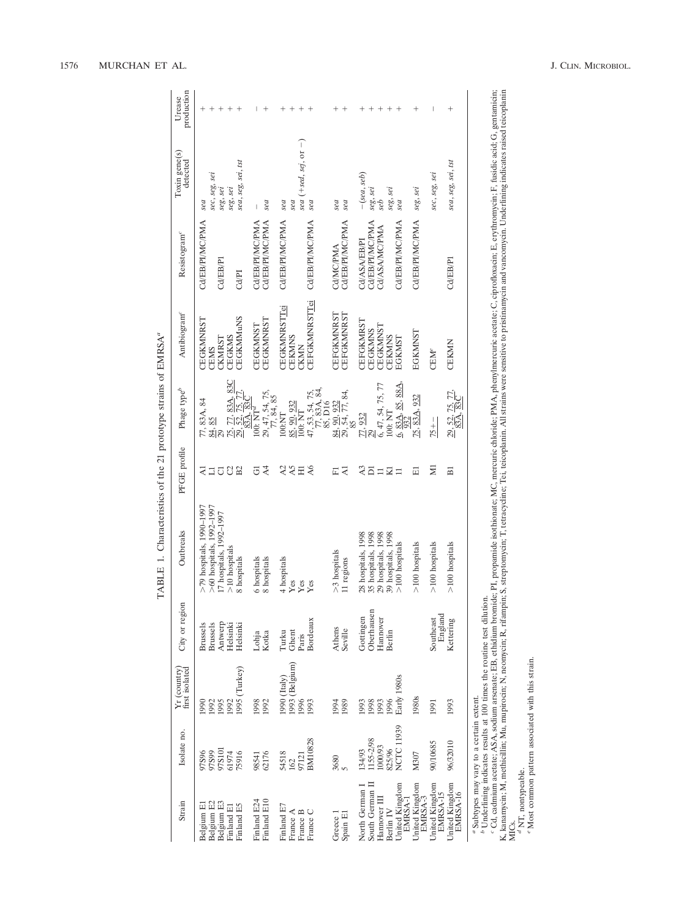TABLE 1. Characteristics of the 21 prototype strains of EMRSA[a]

| Strain | Isolate no. | Yr (country) first isolated | City or region | Outbreaks | PFGE profile | Phage type[b] | Antibiogram[c] | Resistogram[c] | Toxin gene(s) detected | Urease production |
|---|---|---|---|---|---|---|---|---|---|---|
| Belgium E1 | 97S96 | 1990 | Brussels | >79 hospitals, 1990–1997 | A1 | 77, 83A, 84 | CEGKMNRST | Cd/EB/PI/MC/PMA | *sea* | + |
| Belgium E2 | 97S99 | 1992 | Brussels | >60 hospitals, 1992–1997 | L1 | 84, 85 | CEMS | | *sec, seg, sei* | + |
| Belgium E3 | 97S101 | 1995 | Antwerp | 17 hospitals, 1992–1997 | C1 | 29 | CKMRST | Cd/EB/PI | *seg, sei* | + |
| Finland E1 | 61974 | 1992 | Helsinki | >10 hospitals | C2 | 75, 77, 83A, 83C | CEGKMS | | *seg, sei* | + |
| Finland E5 | 75916 | 1995 (Turkey) | Helsinki | 8 hospitals | B2 | 29, 52, 75, 77, 83A, 83C | CEGKMMuNS | Cd/PI | *sea, seg, sei, tst* | + |
| Finland E24 | 98541 | 1998 | Lohja | 6 hospitals | G1 | 100: NT[d] | CEGKMNST | Cd/EB/PI/MC/PMA | – | – |
| Finland E10 | 62176 | 1992 | Kotka | 8 hospitals | A4 | 29, 47, 54, 75, 77, 84, 85 | CEGKMNRST | Cd/EB/PI/MC/PMA | *sea* | + |
| Finland E7 | 54518 | 1990 (Italy) | Turku | 4 hospitals | A2 | 100:NT | CEGKMNRSTTei | Cd/EB/PI/MC/PMA | *sea* | + |
| France A | 162 | 1993 (Belgium) | Ghent | Yes | A5 | 85, 90, 932 | CEKMNS | | *sea* | + |
| France B | 97121 | 1996 | Paris | Yes | H1 | 100: NT | CKMN | | *sea* (+*sed, sej*, or –) | + |
| France C | BM10828 | 1993 | Bordeaux | Yes | A6 | 47, 53, 54, 75, 77, 83A, 84, 85, D16 | CEFGKMNRSTTei | Cd/EB/PI/MC/PMA | *sea* | + |
| Greece 1 | 3680 | 1994 | Athens | >3 hospitals | F1 | 84, 90, 932 | CEFGKMNRST | Cd/MC/PMA | *sea* | + |
| Spain E1 | 5 | 1989 | Seville | 11 regions | A1 | 29, 54, 77, 84, 85 | CEFGKMNRST | Cd/EB/PI/MC/PMA | *sea* | + |
| North German I | 134/93 | 1993 | Gottingen | 28 hospitals, 1998 | A3 | 77, 932 | CEFGKMRST | Cd/ASA/EB/PI | –(*sea, seb*) | + |
| South German II | 1155-2/98 | 1998 | Oberhausen | 35 hospitals, 1998 | D1 | 29 | CEGKMNS | Cd/EB/PI/MC/PMA | *seg, sei* | + |
| Hannover III | 1000/93 | 1993 | Hannover | 29 hospitals, 1998 | I1 | 6, 47, 54, 75, 77 | CEGKMNST | Cd/ASA/MC/PMA | *seb* | + |
| Berlin IV | 825/96 | 1996 | Berlin | 39 hospitals, 1998 | K1 | 100: NT | CEKMNS | | *seg, sei* | + |
| United Kingdom EMRSA-1 | NCTC 11939 | Early 1980s | | >100 hospitals | I1 | 6, 83A, 85, 88A, 932 | EGKMST | Cd/EB/PI/MC/PMA | *sea* | + |
| United Kingdom EMRSA-3 | M307 | 1980s | | >100 hospitals | E1 | 75, 83A, 932 | EGKMNST | Cd/EB/PI/MC/PMA | *seg, sei* | + |
| United Kingdom EMRSA-15 | 90/10685 | 1991 | Southeast England | >100 hospitals | M1 | 75+– | CEM[e] | | *sec, seg, sei* | – |
| United Kingdom EMRSA-16 | 96/32010 | 1993 | Kettering | >100 hospitals | B1 | 29, 52, 75, 77, 83A, 83C | CEKMN | Cd/EB/PI | *sea, seg, sei, tst* | + |

[a] Subtypes may vary to a certain extent.

[b] Underlining indicates results at 100 times the routine test dilution.

[c] Cd, cadmium acetate; ASA, sodium arsenate; EB, ethidium bromide; PI, propamide isothionate; MC, mercuric chloride; PMA, phenylmercuric acetate; C, ciprofloxacin; E, erythromycin; F, fusidic acid; G, gentamicin; K, kanamycin; M, methicillin; Mu, mupirocin; N, neomycin; R, rifampin; S, streptomycin; T, tetracycline; Tei, teicoplanin. All strains were sensitive to pristinamycin and vancomycin. Underlining indicates raised teicoplanin MICs.

[d] NT, nontypeable.

[e] Most common pattern associated with this strain.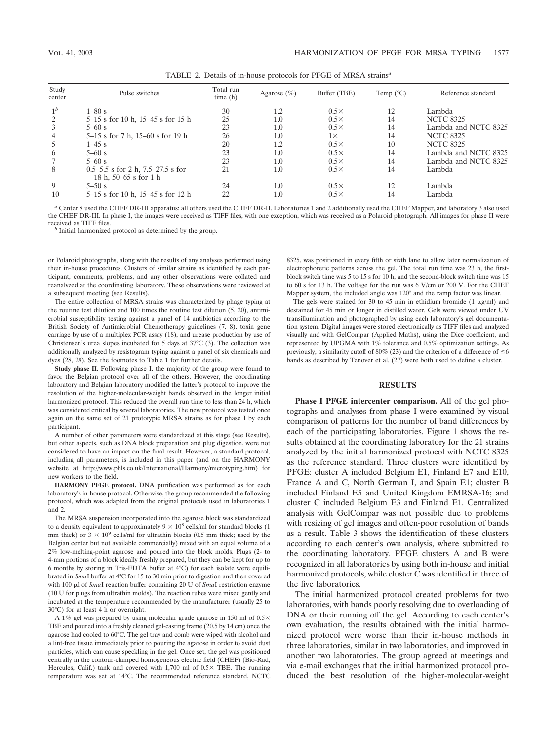TABLE 2. Details of in-house protocols for PFGE of MRSA strains[a]

| Study center | Pulse switches | Total run time (h) | Agarose (%) | Buffer (TBE) | Temp (°C) | Reference standard |
|---|---|---|---|---|---|---|
| 1[b] | 1–80 s | 30 | 1.2 | 0.5× | 12 | Lambda |
| 2 | 5–15 s for 10 h, 15–45 s for 15 h | 25 | 1.0 | 0.5× | 14 | NCTC 8325 |
| 3 | 5–60 s | 23 | 1.0 | 0.5× | 14 | Lambda and NCTC 8325 |
| 4 | 5–15 s for 7 h, 15–60 s for 19 h | 26 | 1.0 | 1× | 14 | NCTC 8325 |
| 5 | 1–45 s | 20 | 1.2 | 0.5× | 10 | NCTC 8325 |
| 6 | 5–60 s | 23 | 1.0 | 0.5× | 14 | Lambda and NCTC 8325 |
| 7 | 5–60 s | 23 | 1.0 | 0.5× | 14 | Lambda and NCTC 8325 |
| 8 | 0.5–5.5 s for 2 h, 7.5–27.5 s for 18 h, 50–65 s for 1 h | 21 | 1.0 | 0.5× | 14 | Lambda |
| 9 | 5–50 s | 24 | 1.0 | 0.5× | 12 | Lambda |
| 10 | 5–15 s for 10 h, 15–45 s for 12 h | 22 | 1.0 | 0.5× | 14 | Lambda |

[a] Center 8 used the CHEF DR-III apparatus; all others used the CHEF DR-II. Laboratories 1 and 2 additionally used the CHEF Mapper, and laboratory 3 also used the CHEF DR-III. In phase I, the images were received as TIFF files, with one exception, which was received as a Polaroid photograph. All images for phase II were received as TIFF files.

[b] Initial harmonized protocol as determined by the group.

or Polaroid photographs, along with the results of any analyses performed using their in-house procedures. Clusters of similar strains as identified by each participant, comments, problems, and any other observations were collated and reanalyzed at the coordinating laboratory. These observations were reviewed at a subsequent meeting (see Results).

The entire collection of MRSA strains was characterized by phage typing at the routine test dilution and 100 times the routine test dilution (5, 20), antimicrobial susceptibility testing against a panel of 14 antibiotics according to the British Society of Antimicrobial Chemotherapy guidelines (7, 8), toxin gene carriage by use of a multiplex PCR assay (18), and urease production by use of Christensen's urea slopes incubated for 5 days at 37°C (3). The collection was additionally analyzed by resistogram typing against a panel of six chemicals and dyes (28, 29). See the footnotes to Table 1 for further details.

**Study phase II.** Following phase I, the majority of the group were found to favor the Belgian protocol over all of the others. However, the coordinating laboratory and Belgian laboratory modified the latter's protocol to improve the resolution of the higher-molecular-weight bands observed in the longer initial harmonized protocol. This reduced the overall run time to less than 24 h, which was considered critical by several laboratories. The new protocol was tested once again on the same set of 21 prototypic MRSA strains as for phase I by each participant.

A number of other parameters were standardized at this stage (see Results), but other aspects, such as DNA block preparation and plug digestion, were not considered to have an impact on the final result. However, a standard protocol, including all parameters, is included in this paper (and on the HARMONY website at http://www.phls.co.uk/International/Harmony/microtyping.htm) for new workers to the field.

**HARMONY PFGE protocol.** DNA purification was performed as for each laboratory's in-house protocol. Otherwise, the group recommended the following protocol, which was adapted from the original protocols used in laboratories 1 and 2.

The MRSA suspension incorporated into the agarose block was standardized to a density equivalent to approximately $9 \times 10^8$ cells/ml for standard blocks (1 mm thick) or $3 \times 10^9$ cells/ml for ultrathin blocks (0.5 mm thick; used by the Belgian center but not available commercially) mixed with an equal volume of a 2% low-melting-point agarose and poured into the block molds. Plugs (2- to 4-mm portions of a block ideally freshly prepared, but they can be kept for up to 6 months by storing in Tris-EDTA buffer at 4°C) for each isolate were equilibrated in *Sma*I buffer at 4°C for 15 to 30 min prior to digestion and then covered with 100 μl of *Sma*I reaction buffer containing 20 U of *Sma*I restriction enzyme (10 U for plugs from ultrathin molds). The reaction tubes were mixed gently and incubated at the temperature recommended by the manufacturer (usually 25 to 30°C) for at least 4 h or overnight.

A 1% gel was prepared by using molecular grade agarose in 150 ml of 0.5× TBE and poured into a freshly cleaned gel-casting frame (20.5 by 14 cm) once the agarose had cooled to 60°C. The gel tray and comb were wiped with alcohol and a lint-free tissue immediately prior to pouring the agarose in order to avoid dust particles, which can cause speckling in the gel. Once set, the gel was positioned centrally in the contour-clamped homogeneous electric field (CHEF) (Bio-Rad, Hercules, Calif.) tank and covered with 1,700 ml of 0.5× TBE. The running temperature was set at 14°C. The recommended reference standard, NCTC 8325, was positioned in every fifth or sixth lane to allow later normalization of electrophoretic patterns across the gel. The total run time was 23 h, the first-block switch time was 5 to 15 s for 10 h, and the second-block switch time was 15 to 60 s for 13 h. The voltage for the run was 6 V/cm or 200 V. For the CHEF Mapper system, the included angle was 120° and the ramp factor was linear.

The gels were stained for 30 to 45 min in ethidium bromide (1 μg/ml) and destained for 45 min or longer in distilled water. Gels were viewed under UV transillumination and photographed by using each laboratory's gel documentation system. Digital images were stored electronically as TIFF files and analyzed visually and with GelCompar (Applied Maths), using the Dice coefficient, and represented by UPGMA with 1% tolerance and 0.5% optimization settings. As previously, a similarity cutoff of 80% (23) and the criterion of a difference of ≤6 bands as described by Tenover et al. (27) were both used to define a cluster.

## RESULTS

**Phase I PFGE intercenter comparison.** All of the gel photographs and analyses from phase I were examined by visual comparison of patterns for the number of band differences by each of the participating laboratories. Figure 1 shows the results obtained at the coordinating laboratory for the 21 strains analyzed by the initial harmonized protocol with NCTC 8325 as the reference standard. Three clusters were identified by PFGE: cluster A included Belgium E1, Finland E7 and E10, France A and C, North German I, and Spain E1; cluster B included Finland E5 and United Kingdom EMRSA-16; and cluster C included Belgium E3 and Finland E1. Centralized analysis with GelCompar was not possible due to problems with resizing of gel images and often-poor resolution of bands as a result. Table 3 shows the identification of these clusters according to each center's own analysis, where submitted to the coordinating laboratory. PFGE clusters A and B were recognized in all laboratories by using both in-house and initial harmonized protocols, while cluster C was identified in three of the five laboratories.

The initial harmonized protocol created problems for two laboratories, with bands poorly resolving due to overloading of DNA or their running off the gel. According to each center's own evaluation, the results obtained with the initial harmonized protocol were worse than their in-house methods in three laboratories, similar in two laboratories, and improved in another two laboratories. The group agreed at meetings and via e-mail exchanges that the initial harmonized protocol produced the best resolution of the higher-molecular-weight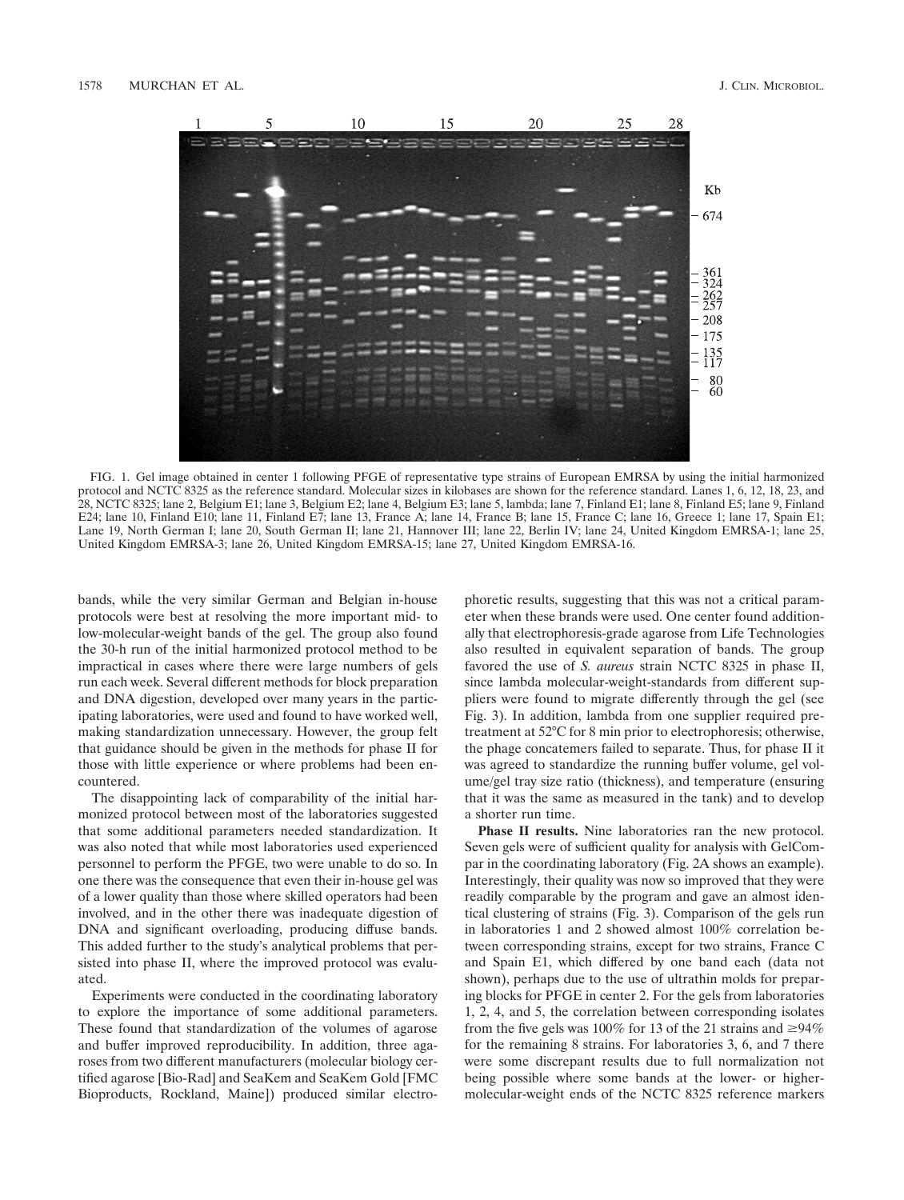FIG. 1. Gel image obtained in center 1 following PFGE of representative type strains of European EMRSA by using the initial harmonized protocol and NCTC 8325 as the reference standard. Molecular sizes in kilobases are shown for the reference standard. Lanes 1, 6, 12, 18, 23, and 28, NCTC 8325; lane 2, Belgium E1; lane 3, Belgium E2; lane 4, Belgium E3; lane 5, lambda; lane 7, Finland E1; lane 8, Finland E5; lane 9, Finland E24; lane 10, Finland E10; lane 11, Finland E7; lane 13, France A; lane 14, France B; lane 15, France C; lane 16, Greece 1; lane 17, Spain E1; Lane 19, North German I; lane 20, South German II; lane 21, Hannover III; lane 22, Berlin IV; lane 24, United Kingdom EMRSA-1; lane 25, United Kingdom EMRSA-3; lane 26, United Kingdom EMRSA-15; lane 27, United Kingdom EMRSA-16.

bands, while the very similar German and Belgian in-house protocols were best at resolving the more important mid- to low-molecular-weight bands of the gel. The group also found the 30-h run of the initial harmonized protocol method to be impractical in cases where there were large numbers of gels run each week. Several different methods for block preparation and DNA digestion, developed over many years in the participating laboratories, were used and found to have worked well, making standardization unnecessary. However, the group felt that guidance should be given in the methods for phase II for those with little experience or where problems had been encountered.

The disappointing lack of comparability of the initial harmonized protocol between most of the laboratories suggested that some additional parameters needed standardization. It was also noted that while most laboratories used experienced personnel to perform the PFGE, two were unable to do so. In one there was the consequence that even their in-house gel was of a lower quality than those where skilled operators had been involved, and in the other there was inadequate digestion of DNA and significant overloading, producing diffuse bands. This added further to the study's analytical problems that persisted into phase II, where the improved protocol was evaluated.

Experiments were conducted in the coordinating laboratory to explore the importance of some additional parameters. These found that standardization of the volumes of agarose and buffer improved reproducibility. In addition, three agaroses from two different manufacturers (molecular biology certified agarose [Bio-Rad] and SeaKem and SeaKem Gold [FMC Bioproducts, Rockland, Maine]) produced similar electrophoretic results, suggesting that this was not a critical parameter when these brands were used. One center found additionally that electrophoresis-grade agarose from Life Technologies also resulted in equivalent separation of bands. The group favored the use of *S. aureus* strain NCTC 8325 in phase II, since lambda molecular-weight-standards from different suppliers were found to migrate differently through the gel (see Fig. 3). In addition, lambda from one supplier required pretreatment at 52°C for 8 min prior to electrophoresis; otherwise, the phage concatemers failed to separate. Thus, for phase II it was agreed to standardize the running buffer volume, gel volume/gel tray size ratio (thickness), and temperature (ensuring that it was the same as measured in the tank) and to develop a shorter run time.

**Phase II results.** Nine laboratories ran the new protocol. Seven gels were of sufficient quality for analysis with GelCompar in the coordinating laboratory (Fig. 2A shows an example). Interestingly, their quality was now so improved that they were readily comparable by the program and gave an almost identical clustering of strains (Fig. 3). Comparison of the gels run in laboratories 1 and 2 showed almost 100% correlation between corresponding strains, except for two strains, France C and Spain E1, which differed by one band each (data not shown), perhaps due to the use of ultrathin molds for preparing blocks for PFGE in center 2. For the gels from laboratories 1, 2, 4, and 5, the correlation between corresponding isolates from the five gels was 100% for 13 of the 21 strains and ≥94% for the remaining 8 strains. For laboratories 3, 6, and 7 there were some discrepant results due to full normalization not being possible where some bands at the lower- or higher-molecular-weight ends of the NCTC 8325 reference markers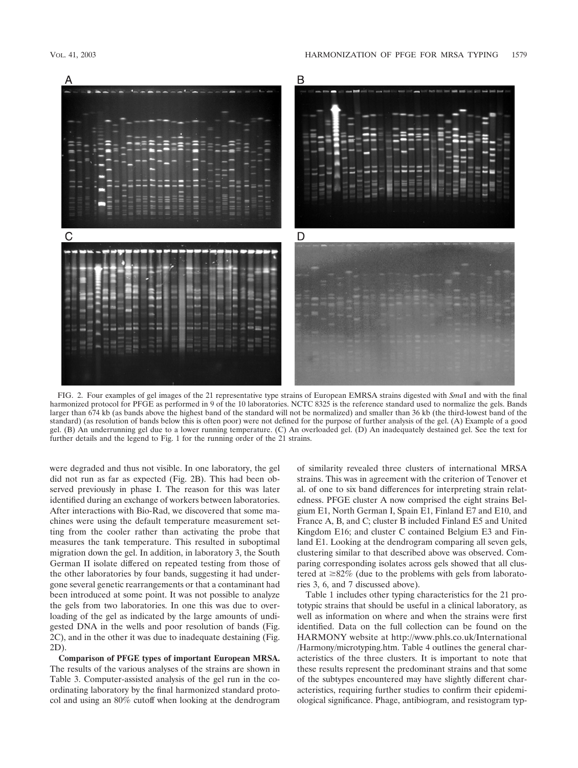FIG. 2. Four examples of gel images of the 21 representative type strains of European EMRSA strains digested with *Sma*I and with the final harmonized protocol for PFGE as performed in 9 of the 10 laboratories. NCTC 8325 is the reference standard used to normalize the gels. Bands larger than 674 kb (as bands above the highest band of the standard will not be normalized) and smaller than 36 kb (the third-lowest band of the standard) (as resolution of bands below this is often poor) were not defined for the purpose of further analysis of the gel. (A) Example of a good gel. (B) An underrunning gel due to a lower running temperature. (C) An overloaded gel. (D) An inadequately destained gel. See the text for further details and the legend to Fig. 1 for the running order of the 21 strains.

were degraded and thus not visible. In one laboratory, the gel did not run as far as expected (Fig. 2B). This had been observed previously in phase I. The reason for this was later identified during an exchange of workers between laboratories. After interactions with Bio-Rad, we discovered that some machines were using the default temperature measurement setting from the cooler rather than activating the probe that measures the tank temperature. This resulted in suboptimal migration down the gel. In addition, in laboratory 3, the South German II isolate differed on repeated testing from those of the other laboratories by four bands, suggesting it had undergone several genetic rearrangements or that a contaminant had been introduced at some point. It was not possible to analyze the gels from two laboratories. In one this was due to overloading of the gel as indicated by the large amounts of undigested DNA in the wells and poor resolution of bands (Fig. 2C), and in the other it was due to inadequate destaining (Fig. 2D).

**Comparison of PFGE types of important European MRSA.** The results of the various analyses of the strains are shown in Table 3. Computer-assisted analysis of the gel run in the coordinating laboratory by the final harmonized standard protocol and using an 80% cutoff when looking at the dendrogram of similarity revealed three clusters of international MRSA strains. This was in agreement with the criterion of Tenover et al. of one to six band differences for interpreting strain relatedness. PFGE cluster A now comprised the eight strains Belgium E1, North German I, Spain E1, Finland E7 and E10, and France A, B, and C; cluster B included Finland E5 and United Kingdom E16; and cluster C contained Belgium E3 and Finland E1. Looking at the dendrogram comparing all seven gels, clustering similar to that described above was observed. Comparing corresponding isolates across gels showed that all clustered at ≥82% (due to the problems with gels from laboratories 3, 6, and 7 discussed above).

Table 1 includes other typing characteristics for the 21 prototypic strains that should be useful in a clinical laboratory, as well as information on where and when the strains were first identified. Data on the full collection can be found on the HARMONY website at http://www.phls.co.uk/International/Harmony/microtyping.htm. Table 4 outlines the general characteristics of the three clusters. It is important to note that these results represent the predominant strains and that some of the subtypes encountered may have slightly different characteristics, requiring further studies to confirm their epidemiological significance. Phage, antibiogram, and resistogram typ-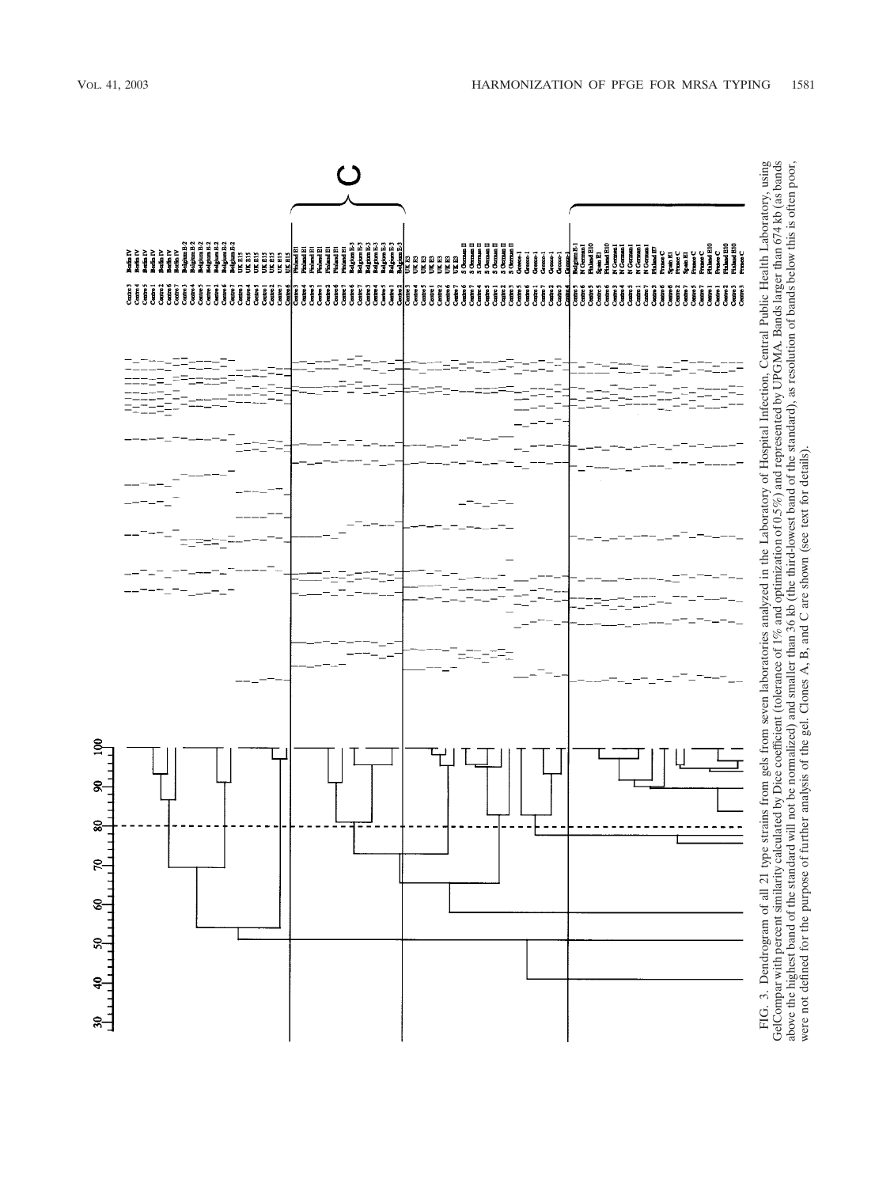FIG. 3. Dendrogram of all 21 type strains from gels from seven laboratories analyzed in the Laboratory of Hospital Infection, Central Public Health Laboratory, using GelCompar with percent similarity calculated by Dice coefficient (tolerance of 1% and optimization of 0.5%) and represented by UPGMA. Bands larger than 674 kb (as bands above the highest band of the standard will not be normalized) and smaller than 36 kb (the third-lowest band of the standard), as resolution of bands below this is often poor, were not defined for the purpose of further analysis of the gel. Clones A, B, and C are shown (see text for details).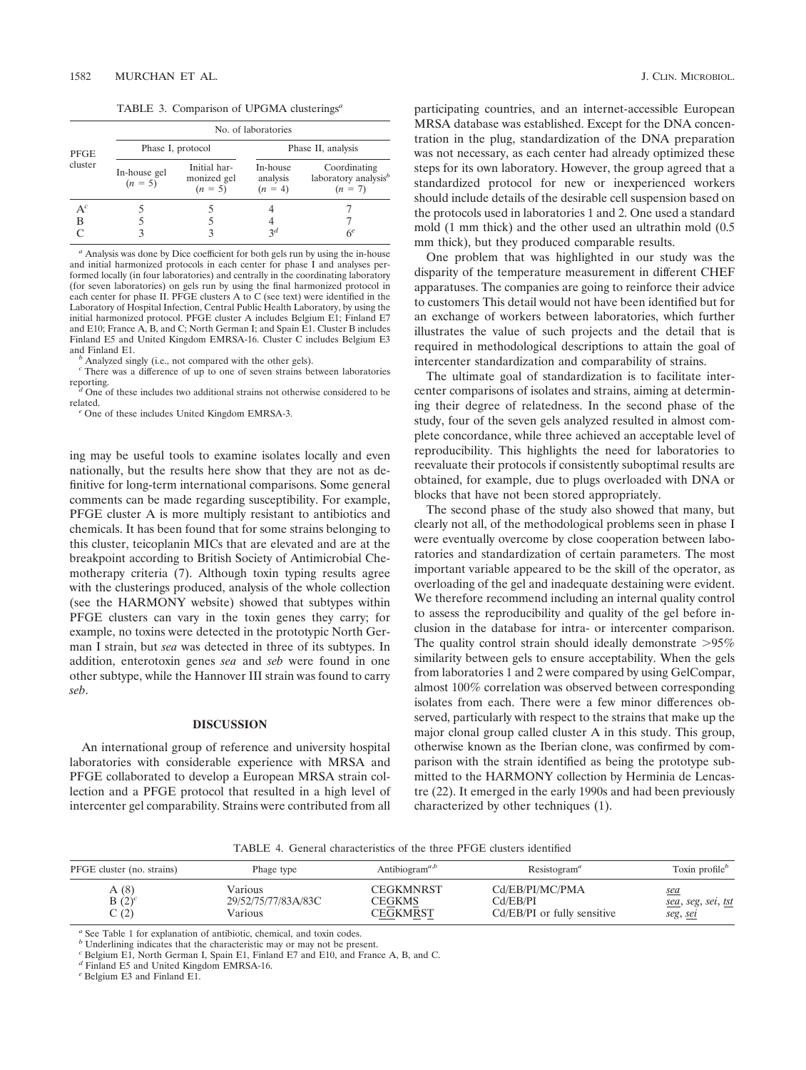TABLE 3. Comparison of UPGMA clusterings[a]

| PFGE cluster | No. of laboratories | | | |
|---|---|---|---|---|
| | Phase I, protocol | | Phase II, analysis | |
| | In-house gel ($n = 5$) | Initial harmonized gel ($n = 5$) | In-house analysis ($n = 4$) | Coordinating laboratory analysis[b] ($n = 7$) |
| A[c] | 5 | 5 | 4 | 7 |
| B | 5 | 5 | 4 | 7 |
| C | 3 | 3 | 3[d] | 6[e] |

[a] Analysis was done by Dice coefficient for both gels run by using the in-house and initial harmonized protocols in each center for phase I and analyses performed locally (in four laboratories) and centrally in the coordinating laboratory (for seven laboratories) on gels run by using the final harmonized protocol in each center for phase II. PFGE clusters A to C (see text) were identified in the Laboratory of Hospital Infection, Central Public Health Laboratory, by using the initial harmonized protocol. PFGE cluster A includes Belgium E1; Finland E7 and E10; France A, B, and C; North German I; and Spain E1. Cluster B includes Finland E5 and United Kingdom EMRSA-16. Cluster C includes Belgium E3 and Finland E1.

[b] Analyzed singly (i.e., not compared with the other gels).

[c] There was a difference of up to one of seven strains between laboratories reporting.

[d] One of these includes two additional strains not otherwise considered to be related.

[e] One of these includes United Kingdom EMRSA-3.

ing may be useful tools to examine isolates locally and even nationally, but the results here show that they are not as definitive for long-term international comparisons. Some general comments can be made regarding susceptibility. For example, PFGE cluster A is more multiply resistant to antibiotics and chemicals. It has been found that for some strains belonging to this cluster, teicoplanin MICs that are elevated and are at the breakpoint according to British Society of Antimicrobial Chemotherapy criteria (7). Although toxin typing results agree with the clusterings produced, analysis of the whole collection (see the HARMONY website) showed that subtypes within PFGE clusters can vary in the toxin genes they carry; for example, no toxins were detected in the prototypic North German I strain, but *sea* was detected in three of its subtypes. In addition, enterotoxin genes *sea* and *seb* were found in one other subtype, while the Hannover III strain was found to carry *seb*.

## DISCUSSION

An international group of reference and university hospital laboratories with considerable experience with MRSA and PFGE collaborated to develop a European MRSA strain collection and a PFGE protocol that resulted in a high level of intercenter gel comparability. Strains were contributed from all participating countries, and an internet-accessible European MRSA database was established. Except for the DNA concentration in the plug, standardization of the DNA preparation was not necessary, as each center had already optimized these steps for its own laboratory. However, the group agreed that a standardized protocol for new or inexperienced workers should include details of the desirable cell suspension based on the protocols used in laboratories 1 and 2. One used a standard mold (1 mm thick) and the other used an ultrathin mold (0.5 mm thick), but they produced comparable results.

One problem that was highlighted in our study was the disparity of the temperature measurement in different CHEF apparatuses. The companies are going to reinforce their advice to customers This detail would not have been identified but for an exchange of workers between laboratories, which further illustrates the value of such projects and the detail that is required in methodological descriptions to attain the goal of intercenter standardization and comparability of strains.

The ultimate goal of standardization is to facilitate intercenter comparisons of isolates and strains, aiming at determining their degree of relatedness. In the second phase of the study, four of the seven gels analyzed resulted in almost complete concordance, while three achieved an acceptable level of reproducibility. This highlights the need for laboratories to reevaluate their protocols if consistently suboptimal results are obtained, for example, due to plugs overloaded with DNA or blocks that have not been stored appropriately.

The second phase of the study also showed that many, but clearly not all, of the methodological problems seen in phase I were eventually overcome by close cooperation between laboratories and standardization of certain parameters. The most important variable appeared to be the skill of the operator, as overloading of the gel and inadequate destaining were evident. We therefore recommend including an internal quality control to assess the reproducibility and quality of the gel before inclusion in the database for intra- or intercenter comparison. The quality control strain should ideally demonstrate >95% similarity between gels to ensure acceptability. When the gels from laboratories 1 and 2 were compared by using GelCompar, almost 100% correlation was observed between corresponding isolates from each. There were a few minor differences observed, particularly with respect to the strains that make up the major clonal group called cluster A in this study. This group, otherwise known as the Iberian clone, was confirmed by comparison with the strain identified as being the prototype submitted to the HARMONY collection by Herminia de Lencastre (22). It emerged in the early 1990s and had been previously characterized by other techniques (1).

TABLE 4. General characteristics of the three PFGE clusters identified

| PFGE cluster (no. strains) | Phage type | Antibiogram[a,b] | Resistogram[a] | Toxin profile[b] |
|---|---|---|---|---|
| A (8) | Various | CEGKMNRST | Cd/EB/PI/MC/PMA | sea |
| B (2)[c] | 29/52/75/77/83A/83C | CEGKMS | Cd/EB/PI | sea, seg, sei, tst |
| C (2) | Various | CEGKMRST | Cd/EB/PI or fully sensitive | seg, sei |

[a] See Table 1 for explanation of antibiotic, chemical, and toxin codes.

[b] Underlining indicates that the characteristic may or may not be present.

[c] Belgium E1, North German I, Spain E1, Finland E7 and E10, and France A, B, and C.

[d] Finland E5 and United Kingdom EMRSA-16.

[e] Belgium E3 and Finland E1.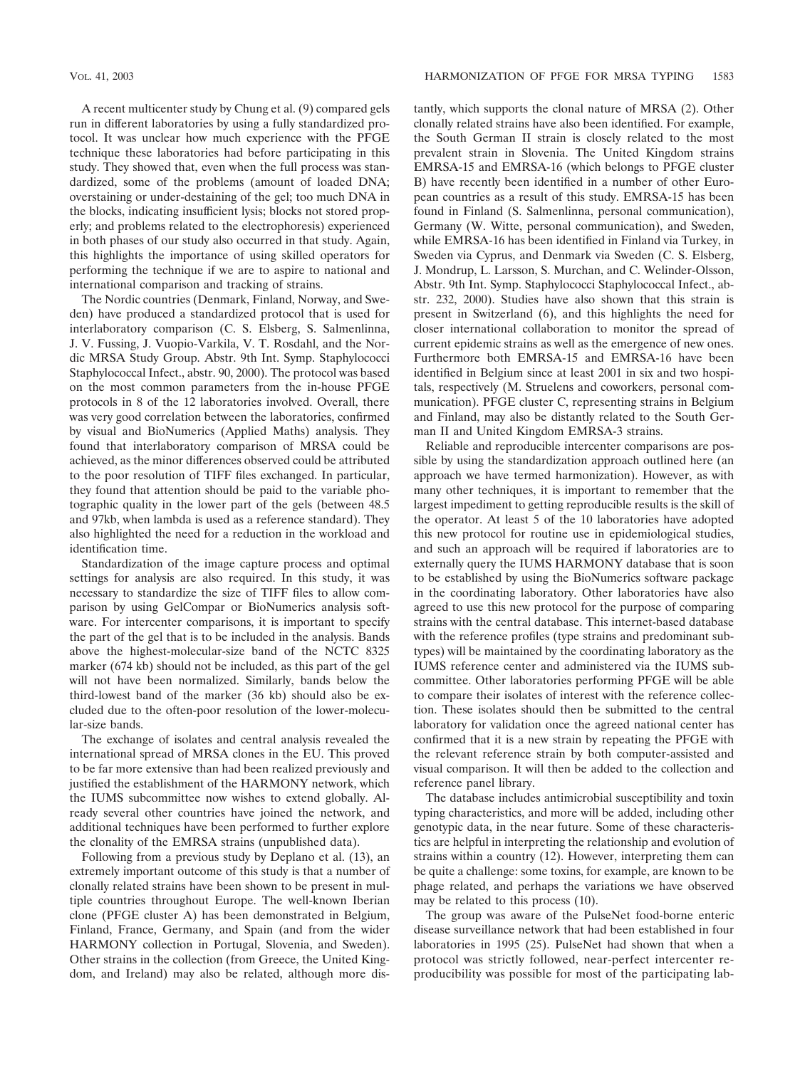A recent multicenter study by Chung et al. (9) compared gels run in different laboratories by using a fully standardized protocol. It was unclear how much experience with the PFGE technique these laboratories had before participating in this study. They showed that, even when the full process was standardized, some of the problems (amount of loaded DNA; overstaining or under-destaining of the gel; too much DNA in the blocks, indicating insufficient lysis; blocks not stored properly; and problems related to the electrophoresis) experienced in both phases of our study also occurred in that study. Again, this highlights the importance of using skilled operators for performing the technique if we are to aspire to national and international comparison and tracking of strains.

The Nordic countries (Denmark, Finland, Norway, and Sweden) have produced a standardized protocol that is used for interlaboratory comparison (C. S. Elsberg, S. Salmenlinna, J. V. Fussing, J. Vuopio-Varkila, V. T. Rosdahl, and the Nordic MRSA Study Group. Abstr. 9th Int. Symp. Staphylococci Staphylococcal Infect., abstr. 90, 2000). The protocol was based on the most common parameters from the in-house PFGE protocols in 8 of the 12 laboratories involved. Overall, there was very good correlation between the laboratories, confirmed by visual and BioNumerics (Applied Maths) analysis. They found that interlaboratory comparison of MRSA could be achieved, as the minor differences observed could be attributed to the poor resolution of TIFF files exchanged. In particular, they found that attention should be paid to the variable photographic quality in the lower part of the gels (between 48.5 and 97kb, when lambda is used as a reference standard). They also highlighted the need for a reduction in the workload and identification time.

Standardization of the image capture process and optimal settings for analysis are also required. In this study, it was necessary to standardize the size of TIFF files to allow comparison by using GelCompar or BioNumerics analysis software. For intercenter comparisons, it is important to specify the part of the gel that is to be included in the analysis. Bands above the highest-molecular-size band of the NCTC 8325 marker (674 kb) should not be included, as this part of the gel will not have been normalized. Similarly, bands below the third-lowest band of the marker (36 kb) should also be excluded due to the often-poor resolution of the lower-molecular-size bands.

The exchange of isolates and central analysis revealed the international spread of MRSA clones in the EU. This proved to be far more extensive than had been realized previously and justified the establishment of the HARMONY network, which the IUMS subcommittee now wishes to extend globally. Already several other countries have joined the network, and additional techniques have been performed to further explore the clonality of the EMRSA strains (unpublished data).

Following from a previous study by Deplano et al. (13), an extremely important outcome of this study is that a number of clonally related strains have been shown to be present in multiple countries throughout Europe. The well-known Iberian clone (PFGE cluster A) has been demonstrated in Belgium, Finland, France, Germany, and Spain (and from the wider HARMONY collection in Portugal, Slovenia, and Sweden). Other strains in the collection (from Greece, the United Kingdom, and Ireland) may also be related, although more distantly, which supports the clonal nature of MRSA (2). Other clonally related strains have also been identified. For example, the South German II strain is closely related to the most prevalent strain in Slovenia. The United Kingdom strains EMRSA-15 and EMRSA-16 (which belongs to PFGE cluster B) have recently been identified in a number of other European countries as a result of this study. EMRSA-15 has been found in Finland (S. Salmenlinna, personal communication), Germany (W. Witte, personal communication), and Sweden, while EMRSA-16 has been identified in Finland via Turkey, in Sweden via Cyprus, and Denmark via Sweden (C. S. Elsberg, J. Mondrup, L. Larsson, S. Murchan, and C. Welinder-Olsson, Abstr. 9th Int. Symp. Staphylococci Staphylococcal Infect., abstr. 232, 2000). Studies have also shown that this strain is present in Switzerland (6), and this highlights the need for closer international collaboration to monitor the spread of current epidemic strains as well as the emergence of new ones. Furthermore both EMRSA-15 and EMRSA-16 have been identified in Belgium since at least 2001 in six and two hospitals, respectively (M. Struelens and coworkers, personal communication). PFGE cluster C, representing strains in Belgium and Finland, may also be distantly related to the South German II and United Kingdom EMRSA-3 strains.

Reliable and reproducible intercenter comparisons are possible by using the standardization approach outlined here (an approach we have termed harmonization). However, as with many other techniques, it is important to remember that the largest impediment to getting reproducible results is the skill of the operator. At least 5 of the 10 laboratories have adopted this new protocol for routine use in epidemiological studies, and such an approach will be required if laboratories are to externally query the IUMS HARMONY database that is soon to be established by using the BioNumerics software package in the coordinating laboratory. Other laboratories have also agreed to use this new protocol for the purpose of comparing strains with the central database. This internet-based database with the reference profiles (type strains and predominant subtypes) will be maintained by the coordinating laboratory as the IUMS reference center and administered via the IUMS subcommittee. Other laboratories performing PFGE will be able to compare their isolates of interest with the reference collection. These isolates should then be submitted to the central laboratory for validation once the agreed national center has confirmed that it is a new strain by repeating the PFGE with the relevant reference strain by both computer-assisted and visual comparison. It will then be added to the collection and reference panel library.

The database includes antimicrobial susceptibility and toxin typing characteristics, and more will be added, including other genotypic data, in the near future. Some of these characteristics are helpful in interpreting the relationship and evolution of strains within a country (12). However, interpreting them can be quite a challenge: some toxins, for example, are known to be phage related, and perhaps the variations we have observed may be related to this process (10).

The group was aware of the PulseNet food-borne enteric disease surveillance network that had been established in four laboratories in 1995 (25). PulseNet had shown that when a protocol was strictly followed, near-perfect intercenter reproducibility was possible for most of the participating lab-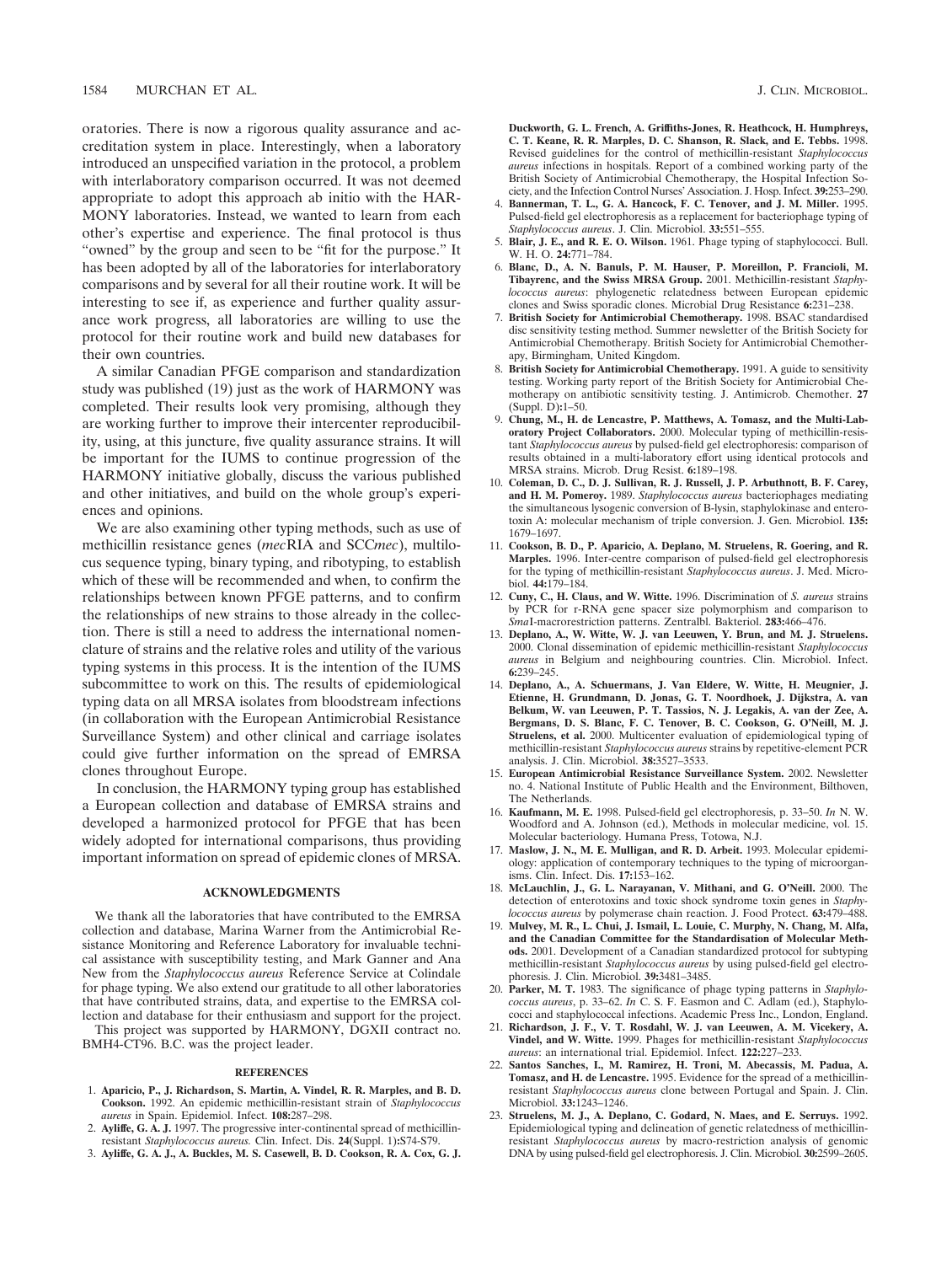oratories. There is now a rigorous quality assurance and accreditation system in place. Interestingly, when a laboratory introduced an unspecified variation in the protocol, a problem with interlaboratory comparison occurred. It was not deemed appropriate to adopt this approach ab initio with the HARMONY laboratories. Instead, we wanted to learn from each other's expertise and experience. The final protocol is thus "owned" by the group and seen to be "fit for the purpose." It has been adopted by all of the laboratories for interlaboratory comparisons and by several for all their routine work. It will be interesting to see if, as experience and further quality assurance work progress, all laboratories are willing to use the protocol for their routine work and build new databases for their own countries.

A similar Canadian PFGE comparison and standardization study was published (19) just as the work of HARMONY was completed. Their results look very promising, although they are working further to improve their intercenter reproducibility, using, at this juncture, five quality assurance strains. It will be important for the IUMS to continue progression of the HARMONY initiative globally, discuss the various published and other initiatives, and build on the whole group's experiences and opinions.

We are also examining other typing methods, such as use of methicillin resistance genes (*mec*RIA and SCC*mec*), multilocus sequence typing, binary typing, and ribotyping, to establish which of these will be recommended and when, to confirm the relationships between known PFGE patterns, and to confirm the relationships of new strains to those already in the collection. There is still a need to address the international nomenclature of strains and the relative roles and utility of the various typing systems in this process. It is the intention of the IUMS subcommittee to work on this. The results of epidemiological typing data on all MRSA isolates from bloodstream infections (in collaboration with the European Antimicrobial Resistance Surveillance System) and other clinical and carriage isolates could give further information on the spread of EMRSA clones throughout Europe.

In conclusion, the HARMONY typing group has established a European collection and database of EMRSA strains and developed a harmonized protocol for PFGE that has been widely adopted for international comparisons, thus providing important information on spread of epidemic clones of MRSA.

## ACKNOWLEDGMENTS

We thank all the laboratories that have contributed to the EMRSA collection and database, Marina Warner from the Antimicrobial Resistance Monitoring and Reference Laboratory for invaluable technical assistance with susceptibility testing, and Mark Ganner and Ana New from the *Staphylococcus aureus* Reference Service at Colindale for phage typing. We also extend our gratitude to all other laboratories that have contributed strains, data, and expertise to the EMRSA collection and database for their enthusiasm and support for the project.

This project was supported by HARMONY, DGXII contract no. BMH4-CT96. B.C. was the project leader.

## REFERENCES

1. **Aparicio, P., J. Richardson, S. Martin, A. Vindel, R. R. Marples, and B. D. Cookson.** 1992. An epidemic methicillin-resistant strain of *Staphylococcus aureus* in Spain. Epidemiol. Infect. **108:**287–298.
2. **Ayliffe, G. A. J.** 1997. The progressive inter-continental spread of methicillin-resistant *Staphylococcus aureus.* Clin. Infect. Dis. **24**(Suppl. 1)**:**S74-S79.
3. **Ayliffe, G. A. J., A. Buckles, M. S. Casewell, B. D. Cookson, R. A. Cox, G. J. Duckworth, G. L. French, A. Griffiths-Jones, R. Heathcock, H. Humphreys, C. T. Keane, R. R. Marples, D. C. Shanson, R. Slack, and E. Tebbs.** 1998. Revised guidelines for the control of methicillin-resistant *Staphylococcus aureus* infections in hospitals. Report of a combined working party of the British Society of Antimicrobial Chemotherapy, the Hospital Infection Society, and the Infection Control Nurses' Association. J. Hosp. Infect. **39:**253–290.
4. **Bannerman, T. L., G. A. Hancock, F. C. Tenover, and J. M. Miller.** 1995. Pulsed-field gel electrophoresis as a replacement for bacteriophage typing of *Staphylococcus aureus*. J. Clin. Microbiol. **33:**551–555.
5. **Blair, J. E., and R. E. O. Wilson.** 1961. Phage typing of staphylococci. Bull. W. H. O. **24:**771–784.
6. **Blanc, D., A. N. Banuls, P. M. Hauser, P. Moreillon, P. Francioli, M. Tibayrenc, and the Swiss MRSA Group.** 2001. Methicillin-resistant *Staphylococcus aureus*: phylogenetic relatedness between European epidemic clones and Swiss sporadic clones. Microbial Drug Resistance **6:**231–238.
7. **British Society for Antimicrobial Chemotherapy.** 1998. BSAC standardised disc sensitivity testing method. Summer newsletter of the British Society for Antimicrobial Chemotherapy. British Society for Antimicrobial Chemotherapy, Birmingham, United Kingdom.
8. **British Society for Antimicrobial Chemotherapy.** 1991. A guide to sensitivity testing. Working party report of the British Society for Antimicrobial Chemotherapy on antibiotic sensitivity testing. J. Antimicrob. Chemother. **27** (Suppl. D)**:**1–50.
9. **Chung, M., H. de Lencastre, P. Matthews, A. Tomasz, and the Multi-Laboratory Project Collaborators.** 2000. Molecular typing of methicillin-resistant *Staphylococcus aureus* by pulsed-field gel electrophoresis: comparison of results obtained in a multi-laboratory effort using identical protocols and MRSA strains. Microb. Drug Resist. **6:**189–198.
10. **Coleman, D. C., D. J. Sullivan, R. J. Russell, J. P. Arbuthnott, B. F. Carey, and H. M. Pomeroy.** 1989. *Staphylococcus aureus* bacteriophages mediating the simultaneous lysogenic conversion of B-lysin, staphylokinase and enterotoxin A: molecular mechanism of triple conversion. J. Gen. Microbiol. **135:** 1679–1697.
11. **Cookson, B. D., P. Aparicio, A. Deplano, M. Struelens, R. Goering, and R. Marples.** 1996. Inter-centre comparison of pulsed-field gel electrophoresis for the typing of methicillin-resistant *Staphylococcus aureus*. J. Med. Microbiol. **44:**179–184.
12. **Cuny, C., H. Claus, and W. Witte.** 1996. Discrimination of *S. aureus* strains by PCR for r-RNA gene spacer size polymorphism and comparison to *Sma*I-macrorestriction patterns. Zentralbl. Bakteriol. **283:**466–476.
13. **Deplano, A., W. Witte, W. J. van Leeuwen, Y. Brun, and M. J. Struelens.** 2000. Clonal dissemination of epidemic methicillin-resistant *Staphylococcus aureus* in Belgium and neighbouring countries. Clin. Microbiol. Infect. **6:**239–245.
14. **Deplano, A., A. Schuermans, J. Van Eldere, W. Witte, H. Meugnier, J. Etienne, H. Grundmann, D. Jonas, G. T. Noordhoek, J. Dijkstra, A. van Belkum, W. van Leeuwen, P. T. Tassios, N. J. Legakis, A. van der Zee, A. Bergmans, D. S. Blanc, F. C. Tenover, B. C. Cookson, G. O'Neill, M. J. Struelens, et al.** 2000. Multicenter evaluation of epidemiological typing of methicillin-resistant *Staphylococcus aureus* strains by repetitive-element PCR analysis. J. Clin. Microbiol. **38:**3527–3533.
15. **European Antimicrobial Resistance Surveillance System.** 2002. Newsletter no. 4. National Institute of Public Health and the Environment, Bilthoven, The Netherlands.
16. **Kaufmann, M. E.** 1998. Pulsed-field gel electrophoresis, p. 33–50. *In* N. W. Woodford and A. Johnson (ed.), Methods in molecular medicine, vol. 15. Molecular bacteriology. Humana Press, Totowa, N.J.
17. **Maslow, J. N., M. E. Mulligan, and R. D. Arbeit.** 1993. Molecular epidemiology: application of contemporary techniques to the typing of microorganisms. Clin. Infect. Dis. **17:**153–162.
18. **McLauchlin, J., G. L. Narayanan, V. Mithani, and G. O'Neill.** 2000. The detection of enterotoxins and toxic shock syndrome toxin genes in *Staphylococcus aureus* by polymerase chain reaction. J. Food Protect. **63:**479–488.
19. **Mulvey, M. R., L. Chui, J. Ismail, L. Louie, C. Murphy, N. Chang, M. Alfa, and the Canadian Committee for the Standardisation of Molecular Methods.** 2001. Development of a Canadian standardized protocol for subtyping methicillin-resistant *Staphylococcus aureus* by using pulsed-field gel electrophoresis. J. Clin. Microbiol. **39:**3481–3485.
20. **Parker, M. T.** 1983. The significance of phage typing patterns in *Staphylococcus aureus*, p. 33–62. *In* C. S. F. Easmon and C. Adlam (ed.), Staphylococci and staphylococcal infections. Academic Press Inc., London, England.
21. **Richardson, J. F., V. T. Rosdahl, W. J. van Leeuwen, A. M. Vicekery, A. Vindel, and W. Witte.** 1999. Phages for methicillin-resistant *Staphylococcus aureus*: an international trial. Epidemiol. Infect. **122:**227–233.
22. **Santos Sanches, I., M. Ramirez, H. Troni, M. Abecassis, M. Padua, A. Tomasz, and H. de Lencastre.** 1995. Evidence for the spread of a methicillin-resistant *Staphylococcus aureus* clone between Portugal and Spain. J. Clin. Microbiol. **33:**1243–1246.
23. **Struelens, M. J., A. Deplano, C. Godard, N. Maes, and E. Serruys.** 1992. Epidemiological typing and delineation of genetic relatedness of methicillin-resistant *Staphylococcus aureus* by macro-restriction analysis of genomic DNA by using pulsed-field gel electrophoresis. J. Clin. Microbiol. **30:**2599–2605.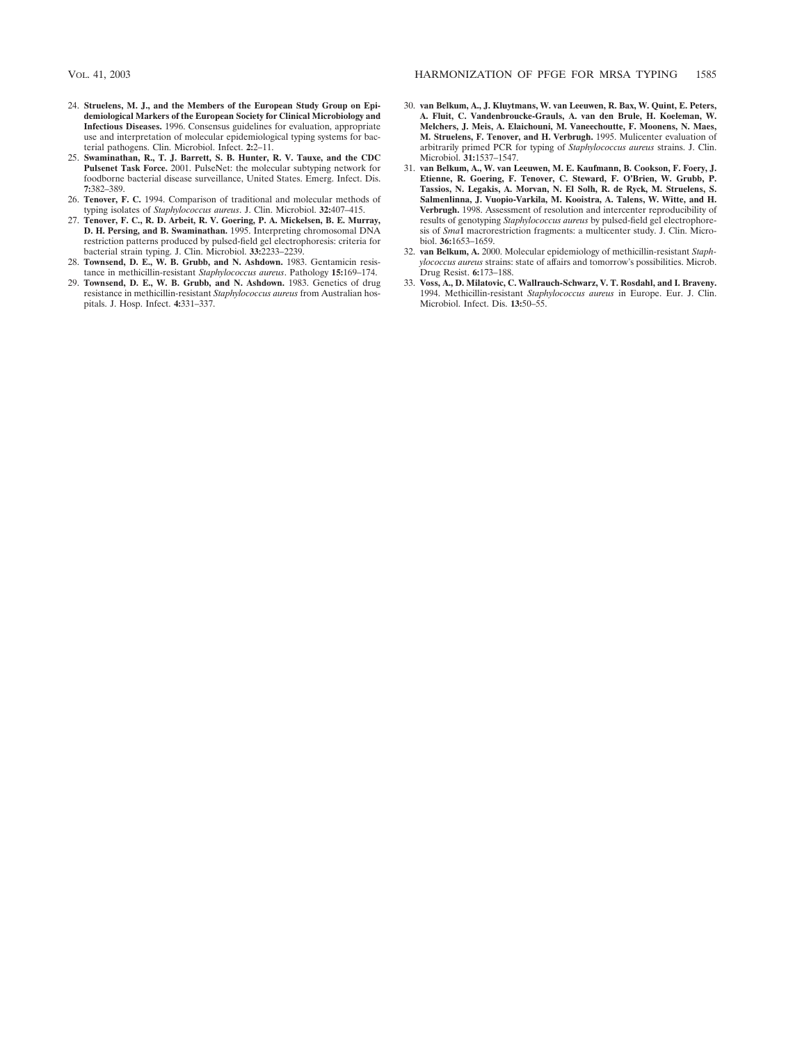24. **Struelens, M. J., and the Members of the European Study Group on Epidemiological Markers of the European Society for Clinical Microbiology and Infectious Diseases.** 1996. Consensus guidelines for evaluation, appropriate use and interpretation of molecular epidemiological typing systems for bacterial pathogens. Clin. Microbiol. Infect. **2:**2–11.
25. **Swaminathan, R., T. J. Barrett, S. B. Hunter, R. V. Tauxe, and the CDC Pulsenet Task Force.** 2001. PulseNet: the molecular subtyping network for foodborne bacterial disease surveillance, United States. Emerg. Infect. Dis. **7:**382–389.
26. **Tenover, F. C.** 1994. Comparison of traditional and molecular methods of typing isolates of *Staphylococcus aureus*. J. Clin. Microbiol. **32:**407–415.
27. **Tenover, F. C., R. D. Arbeit, R. V. Goering, P. A. Mickelsen, B. E. Murray, D. H. Persing, and B. Swaminathan.** 1995. Interpreting chromosomal DNA restriction patterns produced by pulsed-field gel electrophoresis: criteria for bacterial strain typing. J. Clin. Microbiol. **33:**2233–2239.
28. **Townsend, D. E., W. B. Grubb, and N. Ashdown.** 1983. Gentamicin resistance in methicillin-resistant *Staphylococcus aureus*. Pathology **15:**169–174.
29. **Townsend, D. E., W. B. Grubb, and N. Ashdown.** 1983. Genetics of drug resistance in methicillin-resistant *Staphylococcus aureus* from Australian hospitals. J. Hosp. Infect. **4:**331–337.
30. **van Belkum, A., J. Kluytmans, W. van Leeuwen, R. Bax, W. Quint, E. Peters, A. Fluit, C. Vandenbroucke-Grauls, A. van den Brule, H. Koeleman, W. Melchers, J. Meis, A. Elaichouni, M. Vaneechoutte, F. Moonens, N. Maes, M. Struelens, F. Tenover, and H. Verbrugh.** 1995. Mulicenter evaluation of arbitrarily primed PCR for typing of *Staphylococcus aureus* strains. J. Clin. Microbiol. **31:**1537–1547.
31. **van Belkum, A., W. van Leeuwen, M. E. Kaufmann, B. Cookson, F. Foery, J. Etienne, R. Goering, F. Tenover, C. Steward, F. O'Brien, W. Grubb, P. Tassios, N. Legakis, A. Morvan, N. El Solh, R. de Ryck, M. Struelens, S. Salmenlinna, J. Vuopio-Varkila, M. Kooistra, A. Talens, W. Witte, and H. Verbrugh.** 1998. Assessment of resolution and intercenter reproducibility of results of genotyping *Staphylococcus aureus* by pulsed-field gel electrophoresis of *Sma*I macrorestriction fragments: a multicenter study. J. Clin. Microbiol. **36:**1653–1659.
32. **van Belkum, A.** 2000. Molecular epidemiology of methicillin-resistant *Staphylococcus aureus* strains: state of affairs and tomorrow's possibilities. Microb. Drug Resist. **6:**173–188.
33. **Voss, A., D. Milatovic, C. Wallrauch-Schwarz, V. T. Rosdahl, and I. Braveny.** 1994. Methicillin-resistant *Staphylococcus aureus* in Europe. Eur. J. Clin. Microbiol. Infect. Dis. **13:**50–55.